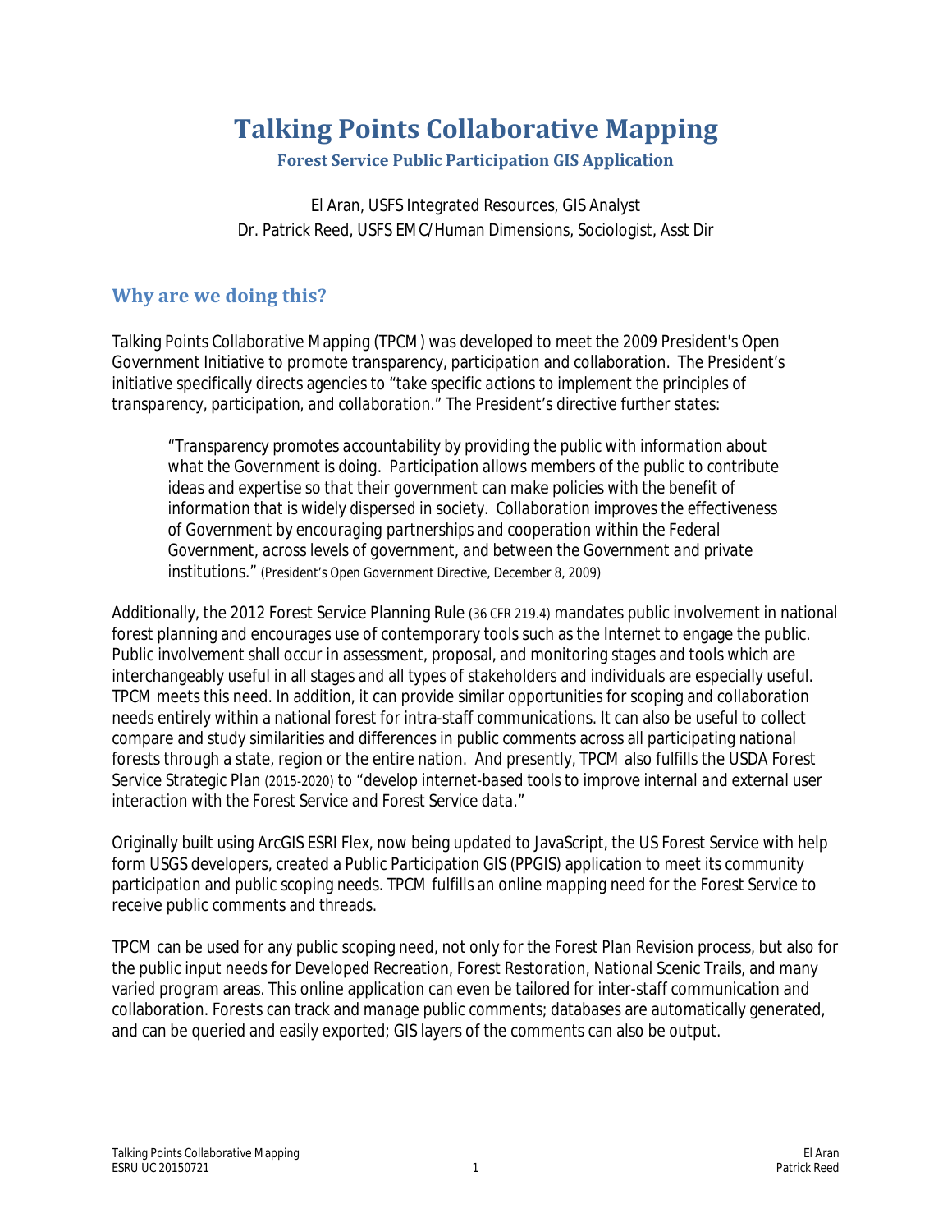# Talking Points Collaborative Mapping

### Forest Service Public Participation GIS Application

El Aran, USFS Integrated Resources, GIS Analyst
Dr. Patrick Reed, USFS EMC/Human Dimensions, Sociologist, Asst Dir

## Why are we doing this?

Talking Points Collaborative Mapping (TPCM) was developed to meet the 2009 President's Open Government Initiative to promote transparency, participation and collaboration. The President's initiative specifically directs agencies to "*take specific actions to implement the principles of transparency, participation, and collaboration*." The President's directive further states:

> "*Transparency promotes accountability by providing the public with information about what the Government is doing. Participation allows members of the public to contribute ideas and expertise so that their government can make policies with the benefit of information that is widely dispersed in society. Collaboration improves the effectiveness of Government by encouraging partnerships and cooperation within the Federal Government, across levels of government, and between the Government and private institutions.*" (President's Open Government Directive, December 8, 2009)

Additionally, the 2012 Forest Service Planning Rule (36 CFR 219.4) mandates public involvement in national forest planning and encourages use of contemporary tools such as the Internet to engage the public. Public involvement shall occur in assessment, proposal, and monitoring stages and tools which are interchangeably useful in all stages and all types of stakeholders and individuals are especially useful. TPCM meets this need. In addition, it can provide similar opportunities for scoping and collaboration needs entirely within a national forest for intra-staff communications. It can also be useful to collect compare and study similarities and differences in public comments across all participating national forests through a state, region or the entire nation. And presently, TPCM also fulfills the USDA Forest Service Strategic Plan (2015-2020) to "*develop internet-based tools to improve internal and external user interaction with the Forest Service and Forest Service data*."

Originally built using ArcGIS ESRI Flex, now being updated to JavaScript, the US Forest Service with help form USGS developers, created a Public Participation GIS (PPGIS) application to meet its community participation and public scoping needs. TPCM fulfills an online mapping need for the Forest Service to receive public comments and threads.

TPCM can be used for any public scoping need, not only for the Forest Plan Revision process, but also for the public input needs for Developed Recreation, Forest Restoration, National Scenic Trails, and many varied program areas. This online application can even be tailored for inter-staff communication and collaboration. Forests can track and manage public comments; databases are automatically generated, and can be queried and easily exported; GIS layers of the comments can also be output.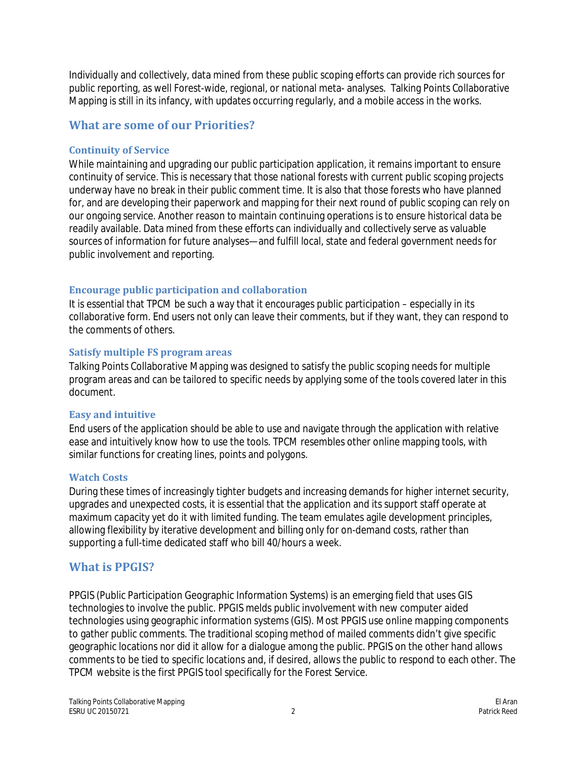Individually and collectively, data mined from these public scoping efforts can provide rich sources for public reporting, as well Forest-wide, regional, or national meta- analyses. Talking Points Collaborative Mapping is still in its infancy, with updates occurring regularly, and a mobile access in the works.

## What are some of our Priorities?

### Continuity of Service

While maintaining and upgrading our public participation application, it remains important to ensure continuity of service. This is necessary that those national forests with current public scoping projects underway have no break in their public comment time. It is also that those forests who have planned for, and are developing their paperwork and mapping for their next round of public scoping can rely on our ongoing service. Another reason to maintain continuing operations is to ensure historical data be readily available. Data mined from these efforts can individually and collectively serve as valuable sources of information for future analyses—and fulfill local, state and federal government needs for public involvement and reporting.

### Encourage public participation and collaboration

It is essential that TPCM be such a way that it encourages public participation – especially in its collaborative form. End users not only can leave their comments, but if they want, they can respond to the comments of others.

### Satisfy multiple FS program areas

Talking Points Collaborative Mapping was designed to satisfy the public scoping needs for multiple program areas and can be tailored to specific needs by applying some of the tools covered later in this document.

### Easy and intuitive

End users of the application should be able to use and navigate through the application with relative ease and intuitively know how to use the tools. TPCM resembles other online mapping tools, with similar functions for creating lines, points and polygons.

### Watch Costs

During these times of increasingly tighter budgets and increasing demands for higher internet security, upgrades and unexpected costs, it is essential that the application and its support staff operate at maximum capacity yet do it with limited funding. The team emulates agile development principles, allowing flexibility by iterative development and billing only for on-demand costs, rather than supporting a full-time dedicated staff who bill 40/hours a week.

## What is PPGIS?

PPGIS (Public Participation Geographic Information Systems) is an emerging field that uses GIS technologies to involve the public. PPGIS melds public involvement with new computer aided technologies using geographic information systems (GIS). Most PPGIS use online mapping components to gather public comments. The traditional scoping method of mailed comments didn't give specific geographic locations nor did it allow for a dialogue among the public. PPGIS on the other hand allows comments to be tied to specific locations and, if desired, allows the public to respond to each other. The TPCM website is the first PPGIS tool specifically for the Forest Service.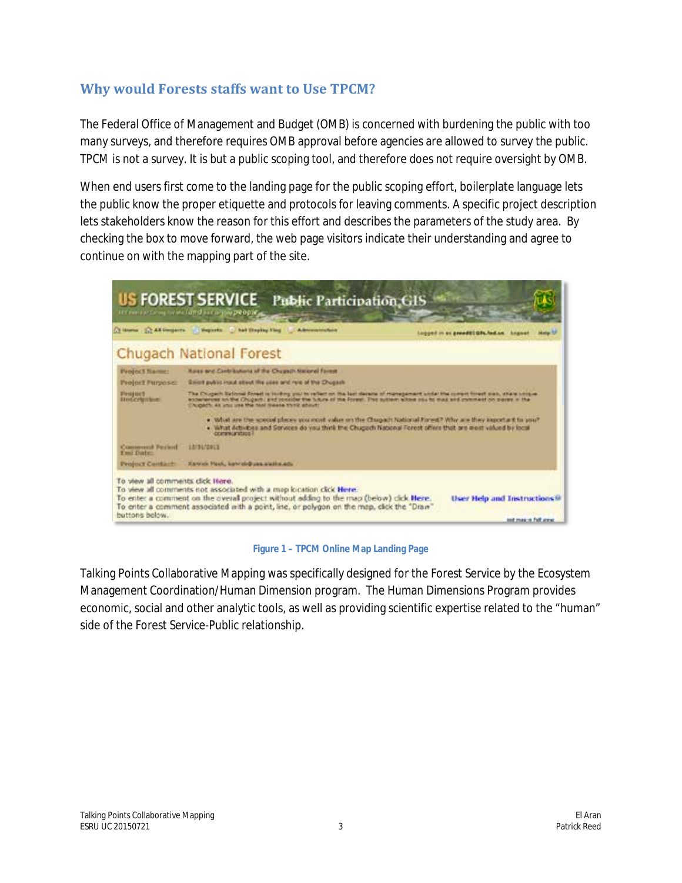## Why would Forests staffs want to Use TPCM?

The Federal Office of Management and Budget (OMB) is concerned with burdening the public with too many surveys, and therefore requires OMB approval before agencies are allowed to survey the public. TPCM is not a survey. It is but a public scoping tool, and therefore does not require oversight by OMB.

When end users first come to the landing page for the public scoping effort, boilerplate language lets the public know the proper etiquette and protocols for leaving comments. A specific project description lets stakeholders know the reason for this effort and describes the parameters of the study area. By checking the box to move forward, the web page visitors indicate their understanding and agree to continue on with the mapping part of the site.

**Figure 1 – TPCM Online Map Landing Page**

Talking Points Collaborative Mapping was specifically designed for the Forest Service by the Ecosystem Management Coordination/Human Dimension program. The Human Dimensions Program provides economic, social and other analytic tools, as well as providing scientific expertise related to the "human" side of the Forest Service-Public relationship.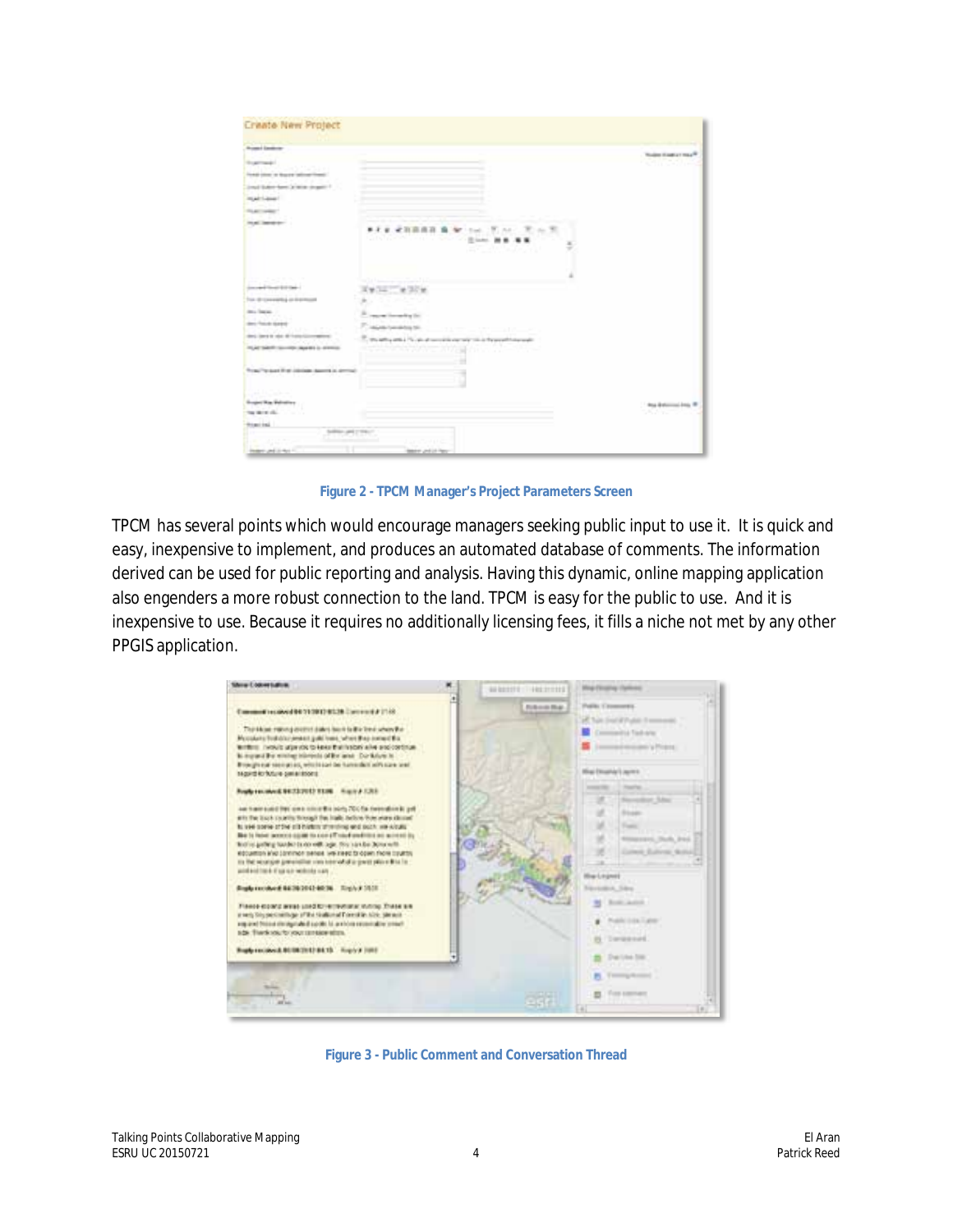Figure 2 - TPCM Manager's Project Parameters Screen

TPCM has several points which would encourage managers seeking public input to use it. It is quick and easy, inexpensive to implement, and produces an automated database of comments. The information derived can be used for public reporting and analysis. Having this dynamic, online mapping application also engenders a more robust connection to the land. TPCM is easy for the public to use. And it is inexpensive to use. Because it requires no additionally licensing fees, it fills a niche not met by any other PPGIS application.

Figure 3 - Public Comment and Conversation Thread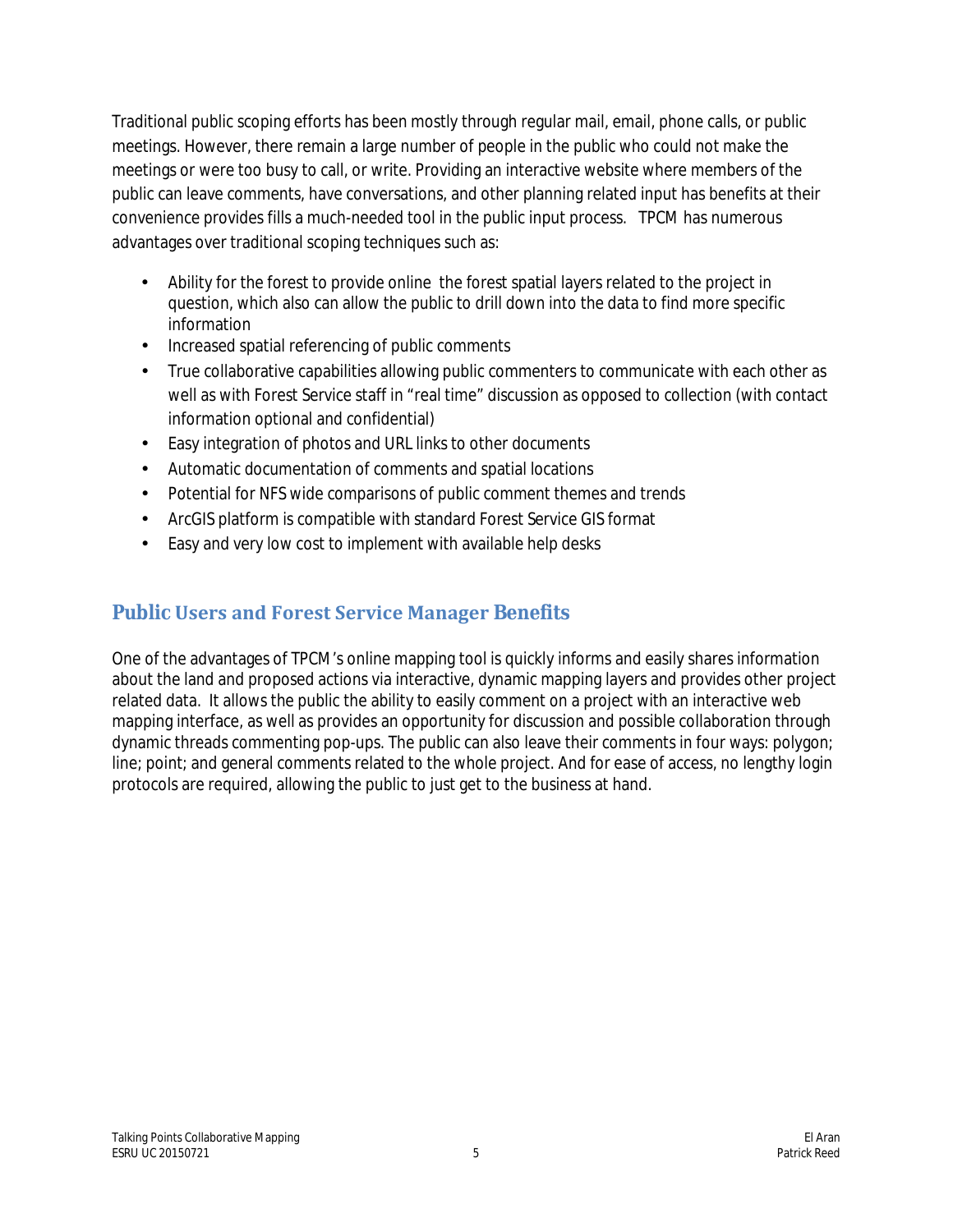Traditional public scoping efforts has been mostly through regular mail, email, phone calls, or public meetings. However, there remain a large number of people in the public who could not make the meetings or were too busy to call, or write. Providing an interactive website where members of the public can leave comments, have conversations, and other planning related input has benefits at their convenience provides fills a much-needed tool in the public input process. TPCM has numerous advantages over traditional scoping techniques such as:

- Ability for the forest to provide online the forest spatial layers related to the project in question, which also can allow the public to drill down into the data to find more specific information
- Increased spatial referencing of public comments
- True collaborative capabilities allowing public commenters to communicate with each other as well as with Forest Service staff in "real time" discussion as opposed to collection (with contact information optional and confidential)
- Easy integration of photos and URL links to other documents
- Automatic documentation of comments and spatial locations
- Potential for NFS wide comparisons of public comment themes and trends
- ArcGIS platform is compatible with standard Forest Service GIS format
- Easy and very low cost to implement with available help desks

## Public Users and Forest Service Manager Benefits

One of the advantages of TPCM's online mapping tool is quickly informs and easily shares information about the land and proposed actions via interactive, dynamic mapping layers and provides other project related data. It allows the public the ability to easily comment on a project with an interactive web mapping interface, as well as provides an opportunity for discussion and possible collaboration through dynamic threads commenting pop-ups. The public can also leave their comments in four ways: polygon; line; point; and general comments related to the whole project. And for ease of access, no lengthy login protocols are required, allowing the public to just get to the business at hand.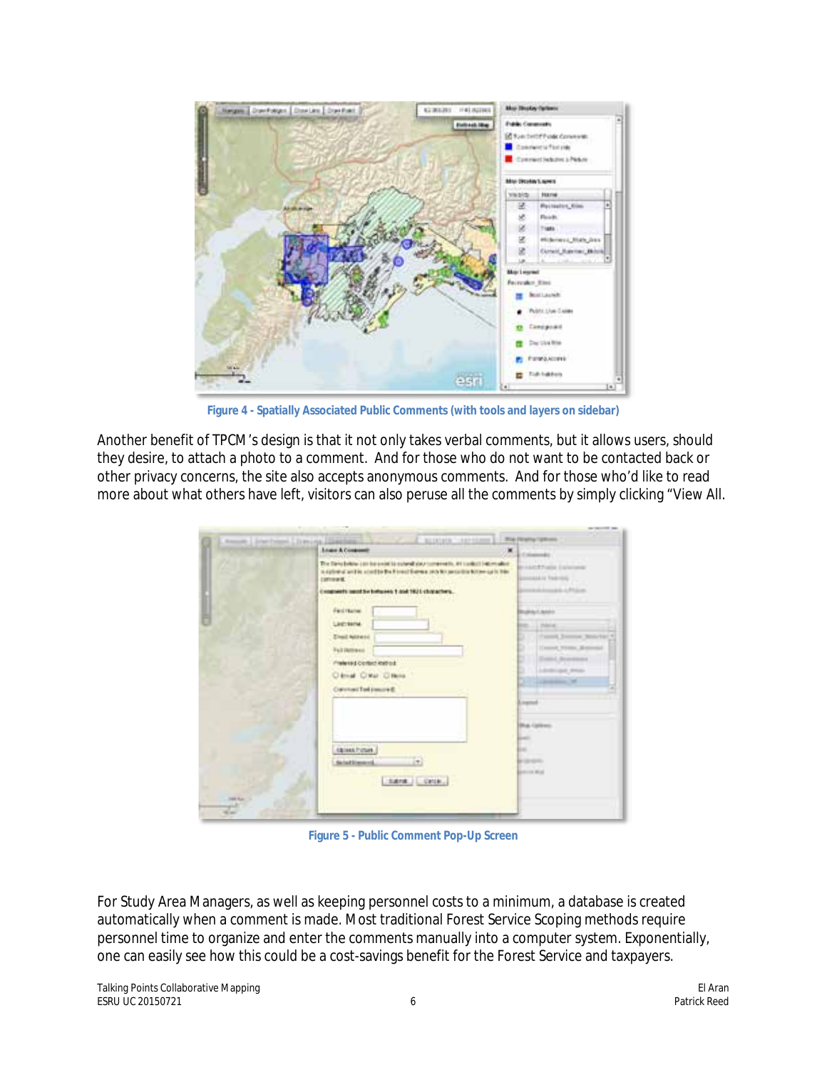Figure 4 - Spatially Associated Public Comments (with tools and layers on sidebar)

Another benefit of TPCM's design is that it not only takes verbal comments, but it allows users, should they desire, to attach a photo to a comment. And for those who do not want to be contacted back or other privacy concerns, the site also accepts anonymous comments. And for those who'd like to read more about what others have left, visitors can also peruse all the comments by simply clicking "View All.

Figure 5 - Public Comment Pop-Up Screen

For Study Area Managers, as well as keeping personnel costs to a minimum, a database is created automatically when a comment is made. Most traditional Forest Service Scoping methods require personnel time to organize and enter the comments manually into a computer system. Exponentially, one can easily see how this could be a cost-savings benefit for the Forest Service and taxpayers.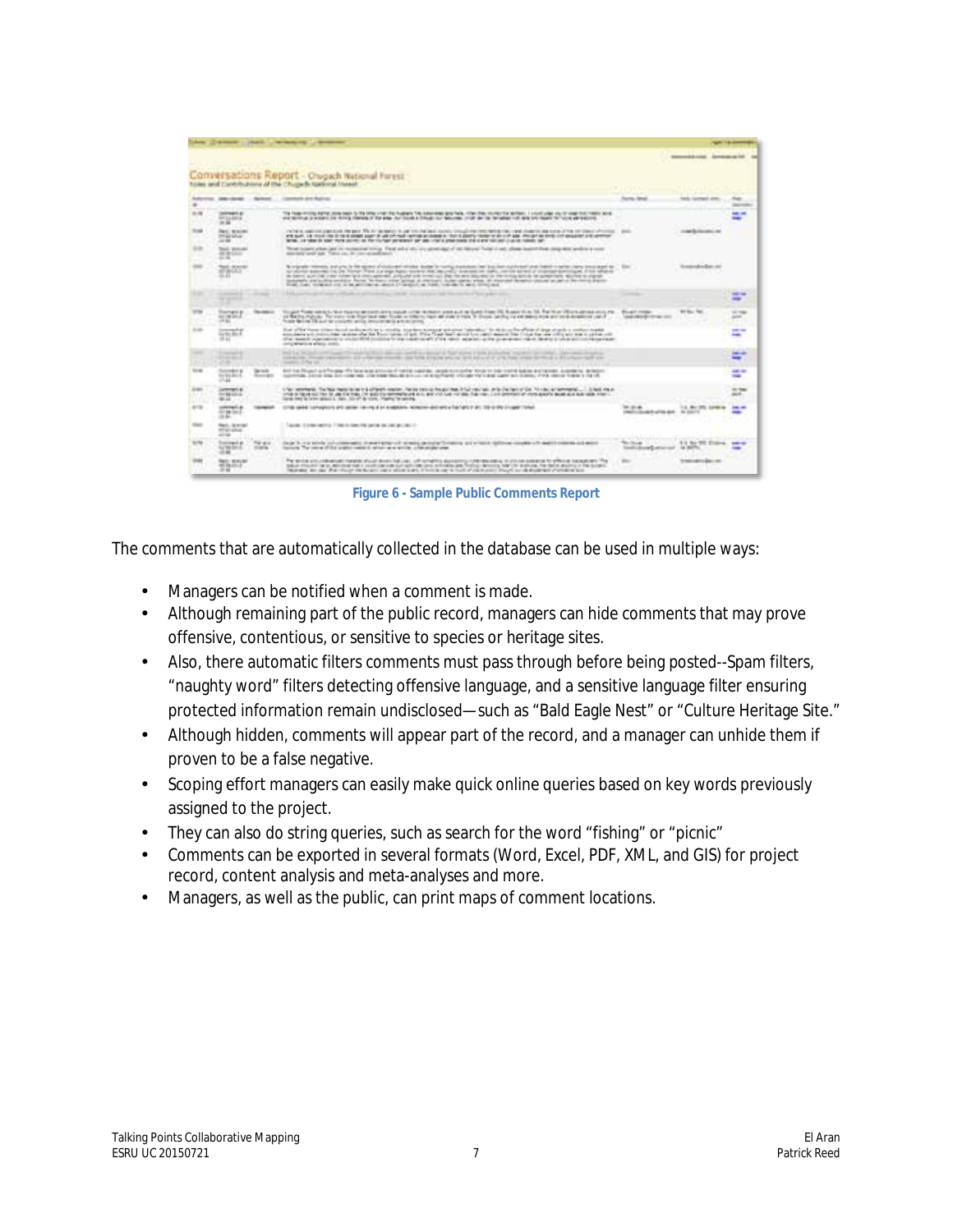Figure 6 - Sample Public Comments Report

The comments that are automatically collected in the database can be used in multiple ways:

- Managers can be notified when a comment is made.
- Although remaining part of the public record, managers can hide comments that may prove offensive, contentious, or sensitive to species or heritage sites.
- Also, there automatic filters comments must pass through before being posted--Spam filters, "naughty word" filters detecting offensive language, and a sensitive language filter ensuring protected information remain undisclosed—such as "Bald Eagle Nest" or "Culture Heritage Site."
- Although hidden, comments will appear part of the record, and a manager can unhide them if proven to be a false negative.
- Scoping effort managers can easily make quick online queries based on key words previously assigned to the project.
- They can also do string queries, such as search for the word "fishing" or "picnic"
- Comments can be exported in several formats (Word, Excel, PDF, XML, and GIS) for project record, content analysis and meta-analyses and more.
- Managers, as well as the public, can print maps of comment locations.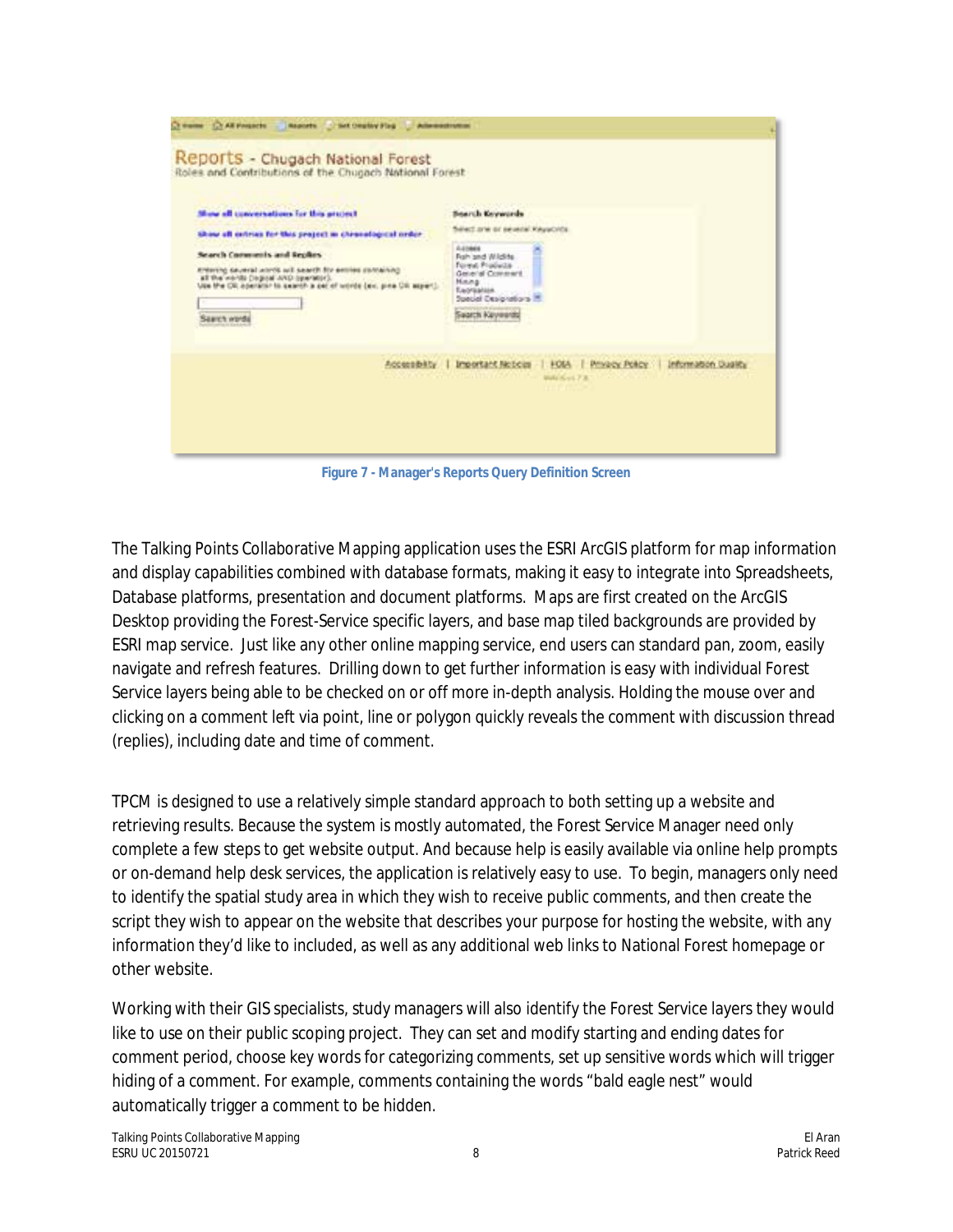Figure 7 - Manager's Reports Query Definition Screen

The Talking Points Collaborative Mapping application uses the ESRI ArcGIS platform for map information and display capabilities combined with database formats, making it easy to integrate into Spreadsheets, Database platforms, presentation and document platforms. Maps are first created on the ArcGIS Desktop providing the Forest-Service specific layers, and base map tiled backgrounds are provided by ESRI map service. Just like any other online mapping service, end users can standard pan, zoom, easily navigate and refresh features. Drilling down to get further information is easy with individual Forest Service layers being able to be checked on or off more in-depth analysis. Holding the mouse over and clicking on a comment left via point, line or polygon quickly reveals the comment with discussion thread (replies), including date and time of comment.

TPCM is designed to use a relatively simple standard approach to both setting up a website and retrieving results. Because the system is mostly automated, the Forest Service Manager need only complete a few steps to get website output. And because help is easily available via online help prompts or on-demand help desk services, the application is relatively easy to use. To begin, managers only need to identify the spatial study area in which they wish to receive public comments, and then create the script they wish to appear on the website that describes your purpose for hosting the website, with any information they'd like to included, as well as any additional web links to National Forest homepage or other website.

Working with their GIS specialists, study managers will also identify the Forest Service layers they would like to use on their public scoping project. They can set and modify starting and ending dates for comment period, choose key words for categorizing comments, set up sensitive words which will trigger hiding of a comment. For example, comments containing the words "bald eagle nest" would automatically trigger a comment to be hidden.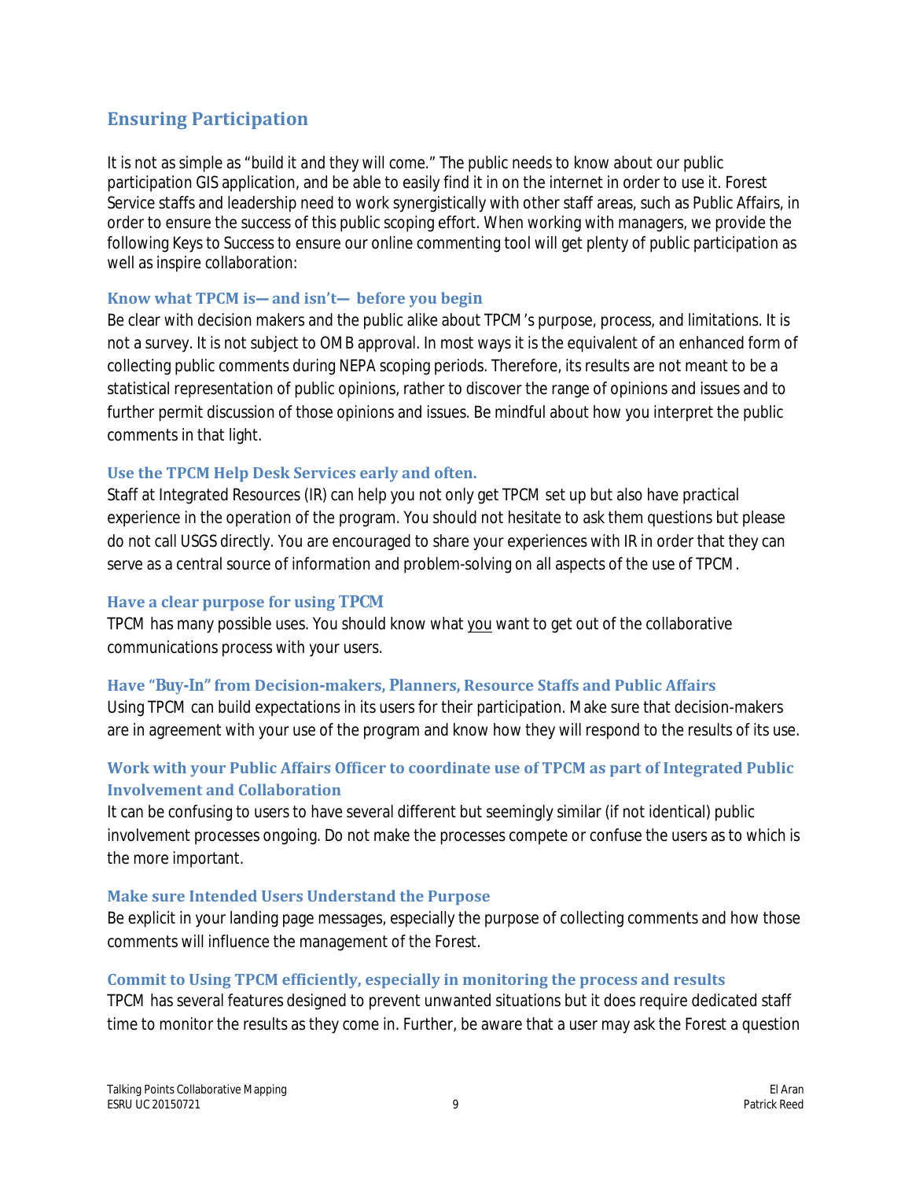## Ensuring Participation

It is not as simple as "build it and they will come." The public needs to know about our public participation GIS application, and be able to easily find it in on the internet in order to use it. Forest Service staffs and leadership need to work synergistically with other staff areas, such as Public Affairs, in order to ensure the success of this public scoping effort. When working with managers, we provide the following Keys to Success to ensure our online commenting tool will get plenty of public participation as well as inspire collaboration:

### Know what TPCM is— and isn't— before you begin

Be clear with decision makers and the public alike about TPCM's purpose, process, and limitations. It is not a survey. It is not subject to OMB approval. In most ways it is the equivalent of an enhanced form of collecting public comments during NEPA scoping periods. Therefore, its results are not meant to be a statistical representation of public opinions, rather to discover the range of opinions and issues and to further permit discussion of those opinions and issues. Be mindful about how you interpret the public comments in that light.

### Use the TPCM Help Desk Services early and often.

Staff at Integrated Resources (IR) can help you not only get TPCM set up but also have practical experience in the operation of the program. You should not hesitate to ask them questions but please do not call USGS directly. You are encouraged to share your experiences with IR in order that they can serve as a central source of information and problem-solving on all aspects of the use of TPCM.

### Have a clear purpose for using TPCM

TPCM has many possible uses. You should know what <u>you</u> want to get out of the collaborative communications process with your users.

### Have "Buy-In" from Decision-makers, Planners, Resource Staffs and Public Affairs

Using TPCM can build expectations in its users for their participation. Make sure that decision-makers are in agreement with your use of the program and know how they will respond to the results of its use.

### Work with your Public Affairs Officer to coordinate use of TPCM as part of Integrated Public Involvement and Collaboration

It can be confusing to users to have several different but seemingly similar (if not identical) public involvement processes ongoing. Do not make the processes compete or confuse the users as to which is the more important.

### Make sure Intended Users Understand the Purpose

Be explicit in your landing page messages, especially the purpose of collecting comments and how those comments will influence the management of the Forest.

### Commit to Using TPCM efficiently, especially in monitoring the process and results

TPCM has several features designed to prevent unwanted situations but it does require dedicated staff time to monitor the results as they come in. Further, be aware that a user may ask the Forest a question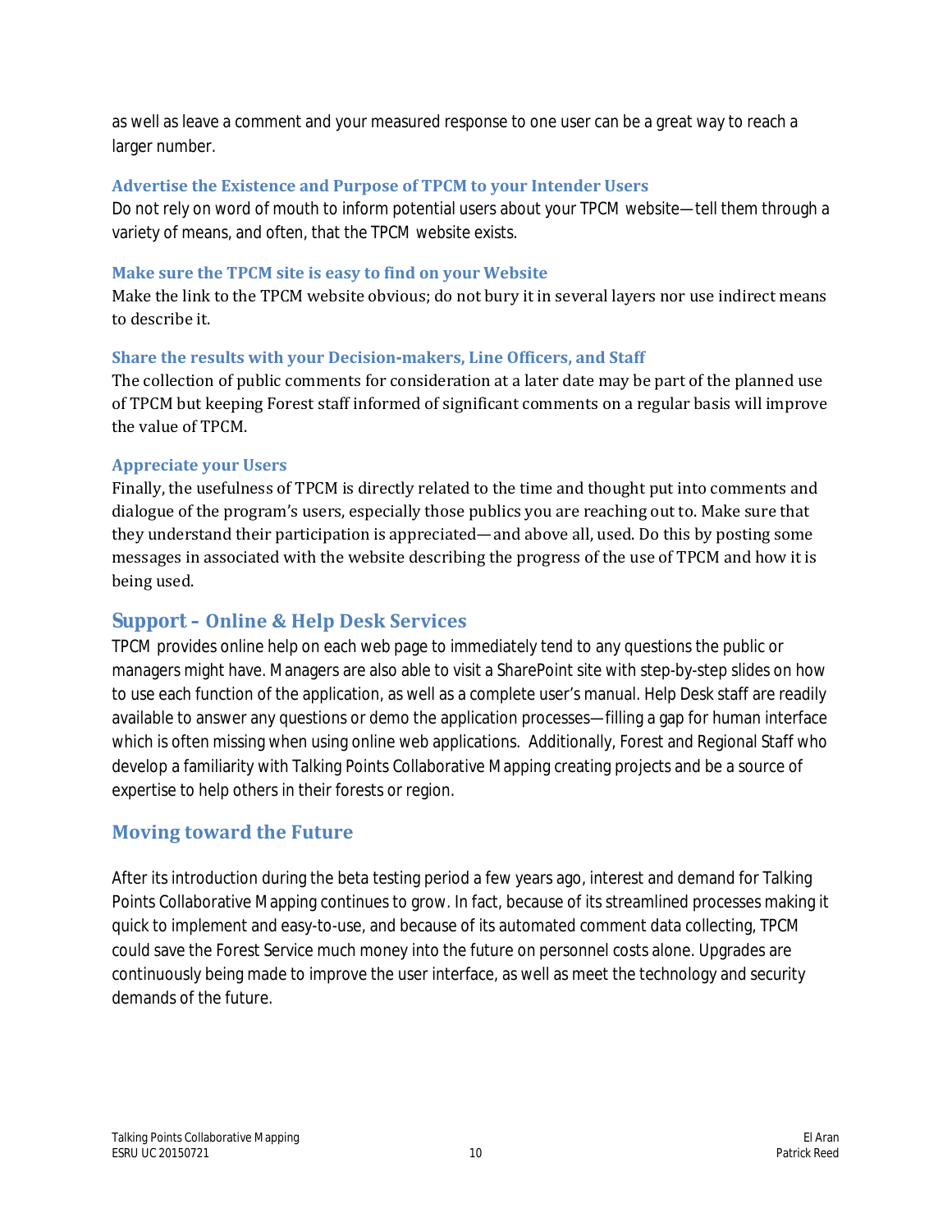as well as leave a comment and your measured response to one user can be a great way to reach a larger number.

### Advertise the Existence and Purpose of TPCM to your Intender Users

Do not rely on word of mouth to inform potential users about your TPCM website—tell them through a variety of means, and often, that the TPCM website exists.

### Make sure the TPCM site is easy to find on your Website

Make the link to the TPCM website obvious; do not bury it in several layers nor use indirect means to describe it.

### Share the results with your Decision-makers, Line Officers, and Staff

The collection of public comments for consideration at a later date may be part of the planned use of TPCM but keeping Forest staff informed of significant comments on a regular basis will improve the value of TPCM.

### Appreciate your Users

Finally, the usefulness of TPCM is directly related to the time and thought put into comments and dialogue of the program's users, especially those publics you are reaching out to. Make sure that they understand their participation is appreciated—and above all, used. Do this by posting some messages in associated with the website describing the progress of the use of TPCM and how it is being used.

## Support – Online & Help Desk Services

TPCM provides online help on each web page to immediately tend to any questions the public or managers might have. Managers are also able to visit a SharePoint site with step-by-step slides on how to use each function of the application, as well as a complete user's manual. Help Desk staff are readily available to answer any questions or demo the application processes—filling a gap for human interface which is often missing when using online web applications. Additionally, Forest and Regional Staff who develop a familiarity with Talking Points Collaborative Mapping creating projects and be a source of expertise to help others in their forests or region.

## Moving toward the Future

After its introduction during the beta testing period a few years ago, interest and demand for Talking Points Collaborative Mapping continues to grow. In fact, because of its streamlined processes making it quick to implement and easy-to-use, and because of its automated comment data collecting, TPCM could save the Forest Service much money into the future on personnel costs alone. Upgrades are continuously being made to improve the user interface, as well as meet the technology and security demands of the future.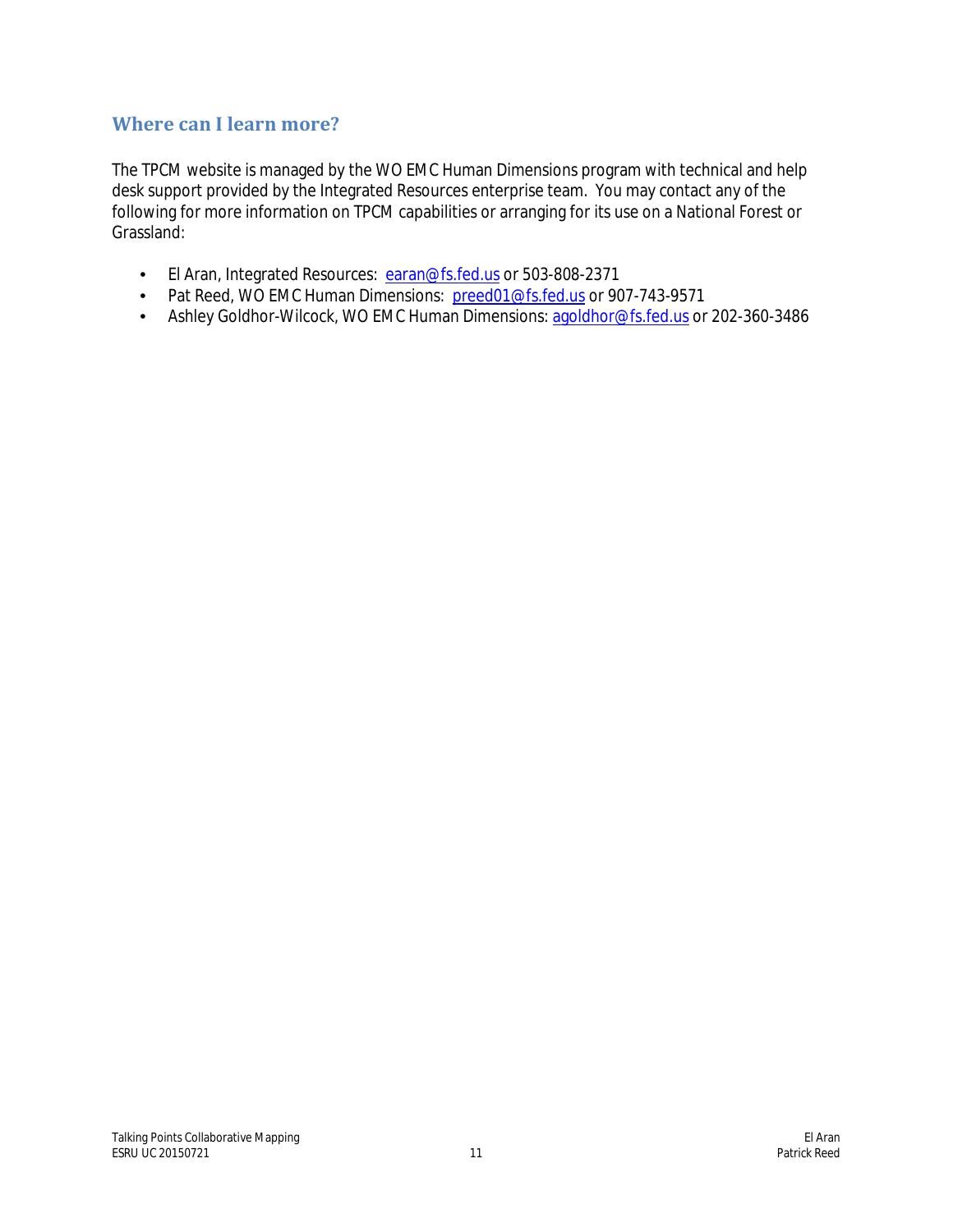## Where can I learn more?

The TPCM website is managed by the WO EMC Human Dimensions program with technical and help desk support provided by the Integrated Resources enterprise team. You may contact any of the following for more information on TPCM capabilities or arranging for its use on a National Forest or Grassland:

- El Aran, Integrated Resources: earan@fs.fed.us or 503-808-2371
- Pat Reed, WO EMC Human Dimensions: preed01@fs.fed.us or 907-743-9571
- Ashley Goldhor-Wilcock, WO EMC Human Dimensions: agoldhor@fs.fed.us or 202-360-3486